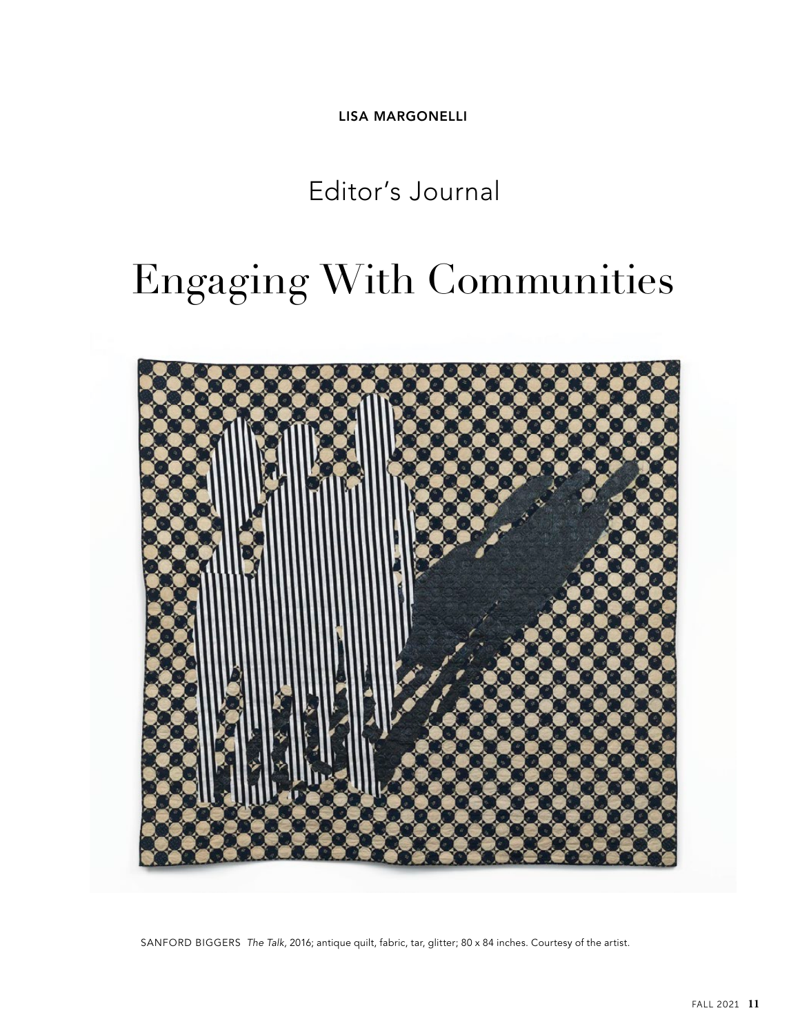LISA MARGONELLI

## Editor's Journal

# Engaging With Communities

SANFORD BIGGERS *The Talk*, 2016; antique quilt, fabric, tar, glitter; 80 x 84 inches. Courtesy of the artist.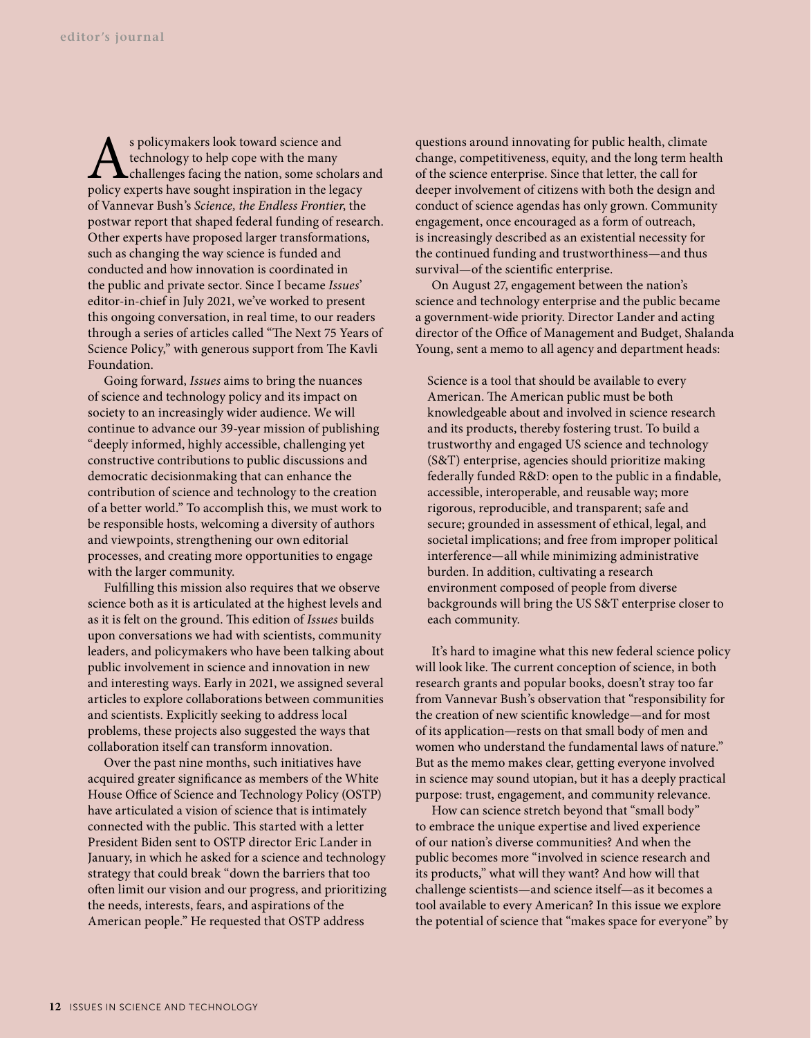As policymakers look toward science and technology to help cope with the many challenges facing the nation, some scholars and policy experts have sought inspiration in the legacy of Vannevar Bush's *Science, the Endless Frontier*, the postwar report that shaped federal funding of research. Other experts have proposed larger transformations, such as changing the way science is funded and conducted and how innovation is coordinated in the public and private sector. Since I became *Issues*' editor-in-chief in July 2021, we've worked to present this ongoing conversation, in real time, to our readers through a series of articles called "The Next 75 Years of Science Policy," with generous support from The Kavli Foundation.

Going forward, *Issues* aims to bring the nuances of science and technology policy and its impact on society to an increasingly wider audience. We will continue to advance our 39-year mission of publishing "deeply informed, highly accessible, challenging yet constructive contributions to public discussions and democratic decisionmaking that can enhance the contribution of science and technology to the creation of a better world." To accomplish this, we must work to be responsible hosts, welcoming a diversity of authors and viewpoints, strengthening our own editorial processes, and creating more opportunities to engage with the larger community.

Fulfilling this mission also requires that we observe science both as it is articulated at the highest levels and as it is felt on the ground. This edition of *Issues* builds upon conversations we had with scientists, community leaders, and policymakers who have been talking about public involvement in science and innovation in new and interesting ways. Early in 2021, we assigned several articles to explore collaborations between communities and scientists. Explicitly seeking to address local problems, these projects also suggested the ways that collaboration itself can transform innovation.

Over the past nine months, such initiatives have acquired greater significance as members of the White House Office of Science and Technology Policy (OSTP) have articulated a vision of science that is intimately connected with the public. This started with a letter President Biden sent to OSTP director Eric Lander in January, in which he asked for a science and technology strategy that could break "down the barriers that too often limit our vision and our progress, and prioritizing the needs, interests, fears, and aspirations of the American people." He requested that OSTP address questions around innovating for public health, climate change, competitiveness, equity, and the long term health of the science enterprise. Since that letter, the call for deeper involvement of citizens with both the design and conduct of science agendas has only grown. Community engagement, once encouraged as a form of outreach, is increasingly described as an existential necessity for the continued funding and trustworthiness—and thus survival—of the scientific enterprise.

On August 27, engagement between the nation's science and technology enterprise and the public became a government-wide priority. Director Lander and acting director of the Office of Management and Budget, Shalanda Young, sent a memo to all agency and department heads:

> Science is a tool that should be available to every American. The American public must be both knowledgeable about and involved in science research and its products, thereby fostering trust. To build a trustworthy and engaged US science and technology (S&T) enterprise, agencies should prioritize making federally funded R&D: open to the public in a findable, accessible, interoperable, and reusable way; more rigorous, reproducible, and transparent; safe and secure; grounded in assessment of ethical, legal, and societal implications; and free from improper political interference—all while minimizing administrative burden. In addition, cultivating a research environment composed of people from diverse backgrounds will bring the US S&T enterprise closer to each community.

It's hard to imagine what this new federal science policy will look like. The current conception of science, in both research grants and popular books, doesn't stray too far from Vannevar Bush's observation that "responsibility for the creation of new scientific knowledge—and for most of its application—rests on that small body of men and women who understand the fundamental laws of nature." But as the memo makes clear, getting everyone involved in science may sound utopian, but it has a deeply practical purpose: trust, engagement, and community relevance.

How can science stretch beyond that "small body" to embrace the unique expertise and lived experience of our nation's diverse communities? And when the public becomes more "involved in science research and its products," what will they want? And how will that challenge scientists—and science itself—as it becomes a tool available to every American? In this issue we explore the potential of science that "makes space for everyone" by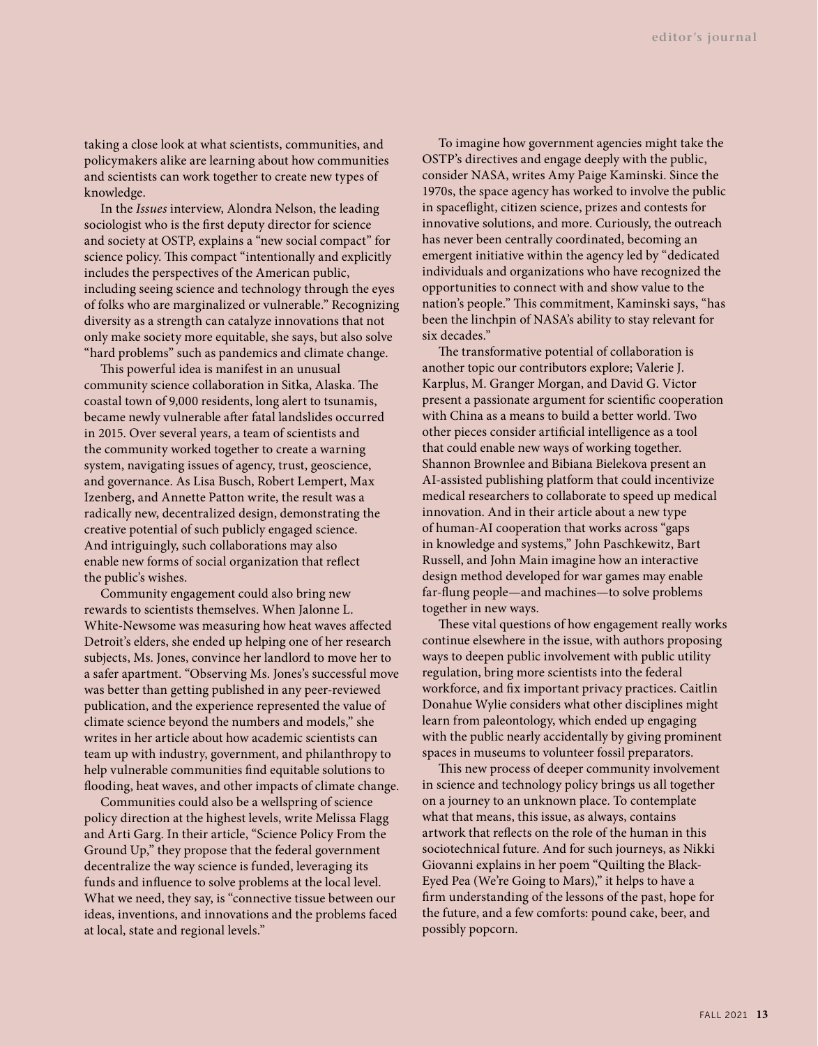taking a close look at what scientists, communities, and policymakers alike are learning about how communities and scientists can work together to create new types of knowledge.

In the *Issues* interview, Alondra Nelson, the leading sociologist who is the first deputy director for science and society at OSTP, explains a "new social compact" for science policy. This compact "intentionally and explicitly includes the perspectives of the American public, including seeing science and technology through the eyes of folks who are marginalized or vulnerable." Recognizing diversity as a strength can catalyze innovations that not only make society more equitable, she says, but also solve "hard problems" such as pandemics and climate change.

This powerful idea is manifest in an unusual community science collaboration in Sitka, Alaska. The coastal town of 9,000 residents, long alert to tsunamis, became newly vulnerable after fatal landslides occurred in 2015. Over several years, a team of scientists and the community worked together to create a warning system, navigating issues of agency, trust, geoscience, and governance. As Lisa Busch, Robert Lempert, Max Izenberg, and Annette Patton write, the result was a radically new, decentralized design, demonstrating the creative potential of such publicly engaged science. And intriguingly, such collaborations may also enable new forms of social organization that reflect the public's wishes.

Community engagement could also bring new rewards to scientists themselves. When Jalonne L. White-Newsome was measuring how heat waves affected Detroit's elders, she ended up helping one of her research subjects, Ms. Jones, convince her landlord to move her to a safer apartment. "Observing Ms. Jones's successful move was better than getting published in any peer-reviewed publication, and the experience represented the value of climate science beyond the numbers and models," she writes in her article about how academic scientists can team up with industry, government, and philanthropy to help vulnerable communities find equitable solutions to flooding, heat waves, and other impacts of climate change.

Communities could also be a wellspring of science policy direction at the highest levels, write Melissa Flagg and Arti Garg. In their article, "Science Policy From the Ground Up," they propose that the federal government decentralize the way science is funded, leveraging its funds and influence to solve problems at the local level. What we need, they say, is "connective tissue between our ideas, inventions, and innovations and the problems faced at local, state and regional levels."

To imagine how government agencies might take the OSTP's directives and engage deeply with the public, consider NASA, writes Amy Paige Kaminski. Since the 1970s, the space agency has worked to involve the public in spaceflight, citizen science, prizes and contests for innovative solutions, and more. Curiously, the outreach has never been centrally coordinated, becoming an emergent initiative within the agency led by "dedicated individuals and organizations who have recognized the opportunities to connect with and show value to the nation's people." This commitment, Kaminski says, "has been the linchpin of NASA's ability to stay relevant for six decades."

The transformative potential of collaboration is another topic our contributors explore; Valerie J. Karplus, M. Granger Morgan, and David G. Victor present a passionate argument for scientific cooperation with China as a means to build a better world. Two other pieces consider artificial intelligence as a tool that could enable new ways of working together. Shannon Brownlee and Bibiana Bielekova present an AI-assisted publishing platform that could incentivize medical researchers to collaborate to speed up medical innovation. And in their article about a new type of human-AI cooperation that works across "gaps in knowledge and systems," John Paschkewitz, Bart Russell, and John Main imagine how an interactive design method developed for war games may enable far-flung people—and machines—to solve problems together in new ways.

These vital questions of how engagement really works continue elsewhere in the issue, with authors proposing ways to deepen public involvement with public utility regulation, bring more scientists into the federal workforce, and fix important privacy practices. Caitlin Donahue Wylie considers what other disciplines might learn from paleontology, which ended up engaging with the public nearly accidentally by giving prominent spaces in museums to volunteer fossil preparators.

This new process of deeper community involvement in science and technology policy brings us all together on a journey to an unknown place. To contemplate what that means, this issue, as always, contains artwork that reflects on the role of the human in this sociotechnical future. And for such journeys, as Nikki Giovanni explains in her poem "Quilting the Black-Eyed Pea (We're Going to Mars)," it helps to have a firm understanding of the lessons of the past, hope for the future, and a few comforts: pound cake, beer, and possibly popcorn.